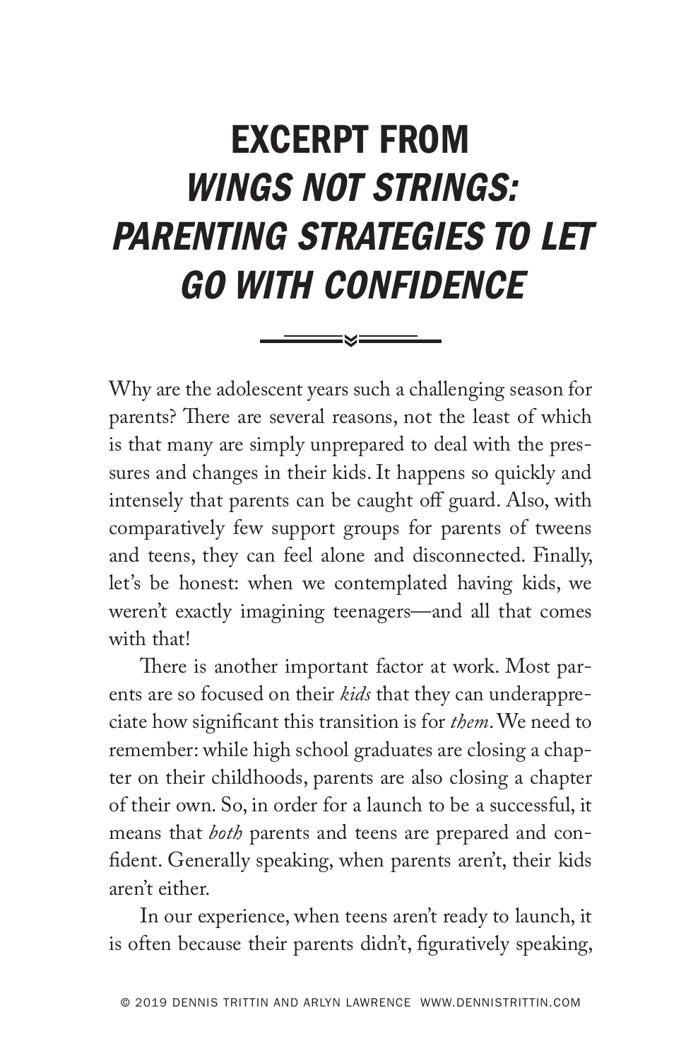# EXCERPT FROM *WINGS NOT STRINGS: PARENTING STRATEGIES TO LET GO WITH CONFIDENCE*

Why are the adolescent years such a challenging season for parents? There are several reasons, not the least of which is that many are simply unprepared to deal with the pressures and changes in their kids. It happens so quickly and intensely that parents can be caught off guard. Also, with comparatively few support groups for parents of tweens and teens, they can feel alone and disconnected. Finally, let's be honest: when we contemplated having kids, we weren't exactly imagining teenagers—and all that comes with that!

There is another important factor at work. Most parents are so focused on their *kids* that they can underappreciate how significant this transition is for *them*. We need to remember: while high school graduates are closing a chapter on their childhoods, parents are also closing a chapter of their own. So, in order for a launch to be a successful, it means that *both* parents and teens are prepared and confident. Generally speaking, when parents aren't, their kids aren't either.

In our experience, when teens aren't ready to launch, it is often because their parents didn't, figuratively speaking,

© 2019 DENNIS TRITTIN AND ARLYN LAWRENCE WWW.DENNISTRITTIN.COM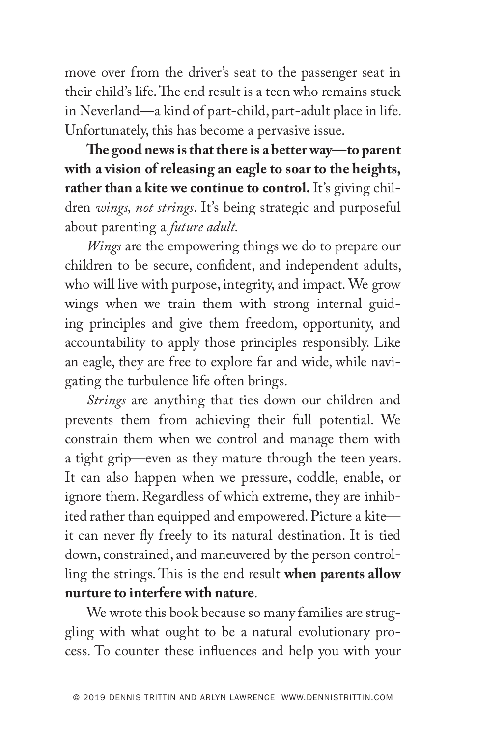move over from the driver's seat to the passenger seat in their child's life. The end result is a teen who remains stuck in Neverland—a kind of part-child, part-adult place in life. Unfortunately, this has become a pervasive issue.

**The good news is that there is a better way—to parent with a vision of releasing an eagle to soar to the heights, rather than a kite we continue to control.** It's giving children *wings, not strings*. It's being strategic and purposeful about parenting a *future adult.*

*Wings* are the empowering things we do to prepare our children to be secure, confident, and independent adults, who will live with purpose, integrity, and impact. We grow wings when we train them with strong internal guiding principles and give them freedom, opportunity, and accountability to apply those principles responsibly. Like an eagle, they are free to explore far and wide, while navigating the turbulence life often brings.

*Strings* are anything that ties down our children and prevents them from achieving their full potential. We constrain them when we control and manage them with a tight grip—even as they mature through the teen years. It can also happen when we pressure, coddle, enable, or ignore them. Regardless of which extreme, they are inhibited rather than equipped and empowered. Picture a kite—it can never fly freely to its natural destination. It is tied down, constrained, and maneuvered by the person controlling the strings. This is the end result **when parents allow nurture to interfere with nature**.

We wrote this book because so many families are struggling with what ought to be a natural evolutionary process. To counter these influences and help you with your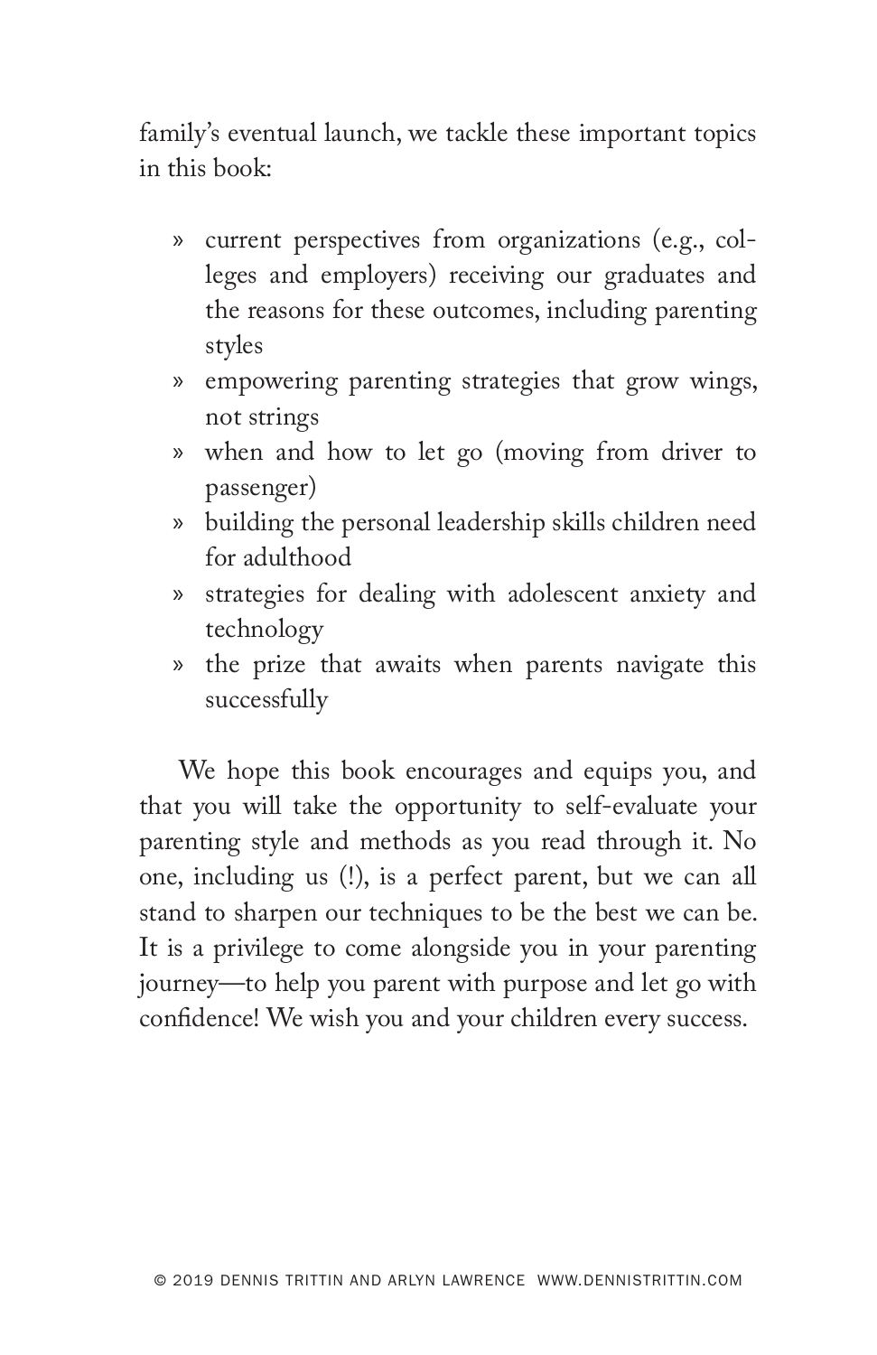family's eventual launch, we tackle these important topics in this book:

- current perspectives from organizations (e.g., colleges and employers) receiving our graduates and the reasons for these outcomes, including parenting styles
- empowering parenting strategies that grow wings, not strings
- when and how to let go (moving from driver to passenger)
- building the personal leadership skills children need for adulthood
- strategies for dealing with adolescent anxiety and technology
- the prize that awaits when parents navigate this successfully

We hope this book encourages and equips you, and that you will take the opportunity to self-evaluate your parenting style and methods as you read through it. No one, including us (!), is a perfect parent, but we can all stand to sharpen our techniques to be the best we can be. It is a privilege to come alongside you in your parenting journey—to help you parent with purpose and let go with confidence! We wish you and your children every success.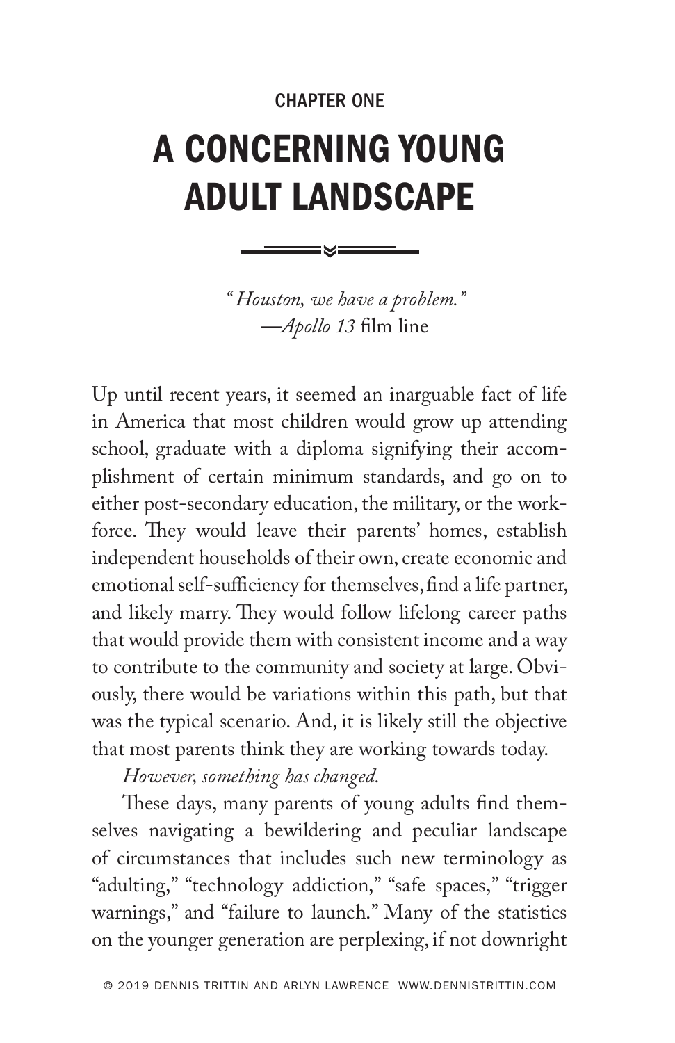CHAPTER ONE

# A CONCERNING YOUNG ADULT LANDSCAPE

> *"Houston, we have a problem."*
> —*Apollo 13* film line

Up until recent years, it seemed an inarguable fact of life in America that most children would grow up attending school, graduate with a diploma signifying their accomplishment of certain minimum standards, and go on to either post-secondary education, the military, or the workforce. They would leave their parents' homes, establish independent households of their own, create economic and emotional self-sufficiency for themselves, find a life partner, and likely marry. They would follow lifelong career paths that would provide them with consistent income and a way to contribute to the community and society at large. Obviously, there would be variations within this path, but that was the typical scenario. And, it is likely still the objective that most parents think they are working towards today.

*However, something has changed.*

These days, many parents of young adults find themselves navigating a bewildering and peculiar landscape of circumstances that includes such new terminology as "adulting," "technology addiction," "safe spaces," "trigger warnings," and "failure to launch." Many of the statistics on the younger generation are perplexing, if not downright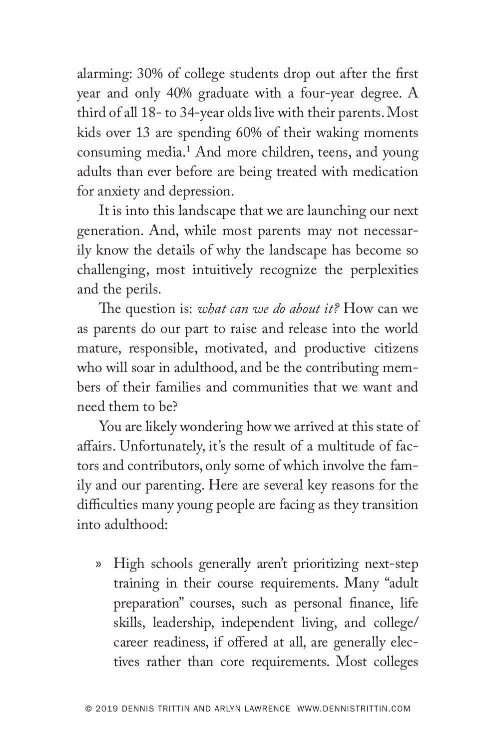alarming: 30% of college students drop out after the first year and only 40% graduate with a four-year degree. A third of all 18- to 34-year olds live with their parents. Most kids over 13 are spending 60% of their waking moments consuming media.[1] And more children, teens, and young adults than ever before are being treated with medication for anxiety and depression.

It is into this landscape that we are launching our next generation. And, while most parents may not necessarily know the details of why the landscape has become so challenging, most intuitively recognize the perplexities and the perils.

The question is: *what can we do about it?* How can we as parents do our part to raise and release into the world mature, responsible, motivated, and productive citizens who will soar in adulthood, and be the contributing members of their families and communities that we want and need them to be?

You are likely wondering how we arrived at this state of affairs. Unfortunately, it's the result of a multitude of factors and contributors, only some of which involve the family and our parenting. Here are several key reasons for the difficulties many young people are facing as they transition into adulthood:

» High schools generally aren't prioritizing next-step training in their course requirements. Many "adult preparation" courses, such as personal finance, life skills, leadership, independent living, and college/career readiness, if offered at all, are generally electives rather than core requirements. Most colleges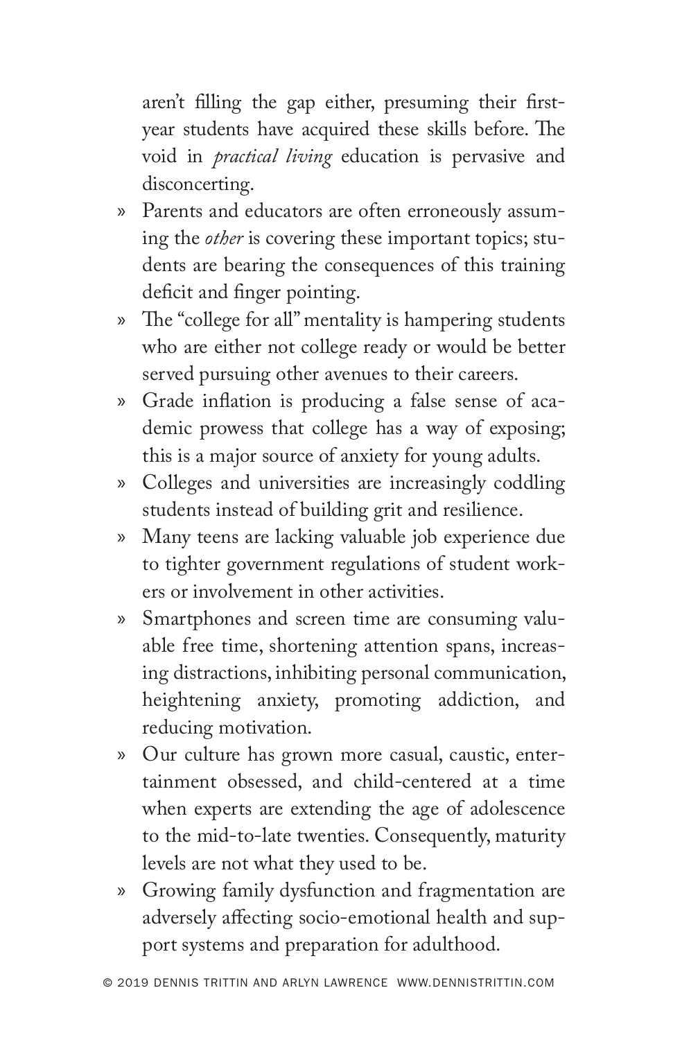aren't filling the gap either, presuming their first-year students have acquired these skills before. The void in *practical living* education is pervasive and disconcerting.

- Parents and educators are often erroneously assuming the *other* is covering these important topics; students are bearing the consequences of this training deficit and finger pointing.
- The "college for all" mentality is hampering students who are either not college ready or would be better served pursuing other avenues to their careers.
- Grade inflation is producing a false sense of academic prowess that college has a way of exposing; this is a major source of anxiety for young adults.
- Colleges and universities are increasingly coddling students instead of building grit and resilience.
- Many teens are lacking valuable job experience due to tighter government regulations of student workers or involvement in other activities.
- Smartphones and screen time are consuming valuable free time, shortening attention spans, increasing distractions, inhibiting personal communication, heightening anxiety, promoting addiction, and reducing motivation.
- Our culture has grown more casual, caustic, entertainment obsessed, and child-centered at a time when experts are extending the age of adolescence to the mid-to-late twenties. Consequently, maturity levels are not what they used to be.
- Growing family dysfunction and fragmentation are adversely affecting socio-emotional health and support systems and preparation for adulthood.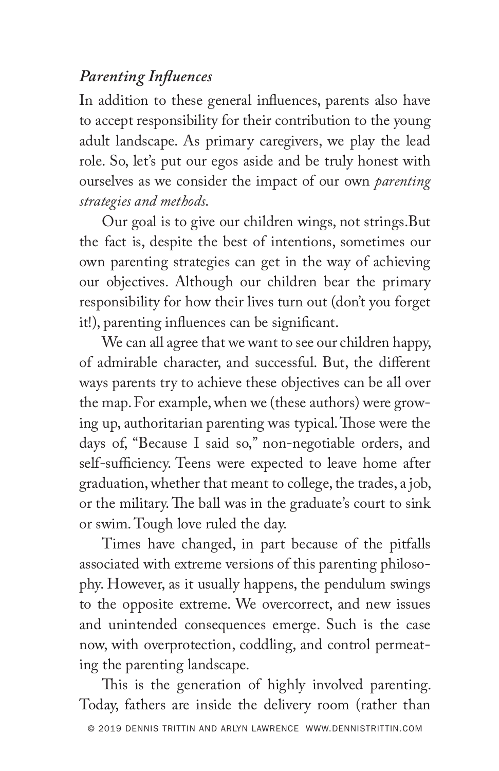### *Parenting Influences*

In addition to these general influences, parents also have to accept responsibility for their contribution to the young adult landscape. As primary caregivers, we play the lead role. So, let's put our egos aside and be truly honest with ourselves as we consider the impact of our own *parenting strategies and methods*.

Our goal is to give our children wings, not strings.But the fact is, despite the best of intentions, sometimes our own parenting strategies can get in the way of achieving our objectives. Although our children bear the primary responsibility for how their lives turn out (don't you forget it!), parenting influences can be significant.

We can all agree that we want to see our children happy, of admirable character, and successful. But, the different ways parents try to achieve these objectives can be all over the map. For example, when we (these authors) were growing up, authoritarian parenting was typical. Those were the days of, "Because I said so," non-negotiable orders, and self-sufficiency. Teens were expected to leave home after graduation, whether that meant to college, the trades, a job, or the military. The ball was in the graduate's court to sink or swim. Tough love ruled the day.

Times have changed, in part because of the pitfalls associated with extreme versions of this parenting philosophy. However, as it usually happens, the pendulum swings to the opposite extreme. We overcorrect, and new issues and unintended consequences emerge. Such is the case now, with overprotection, coddling, and control permeating the parenting landscape.

This is the generation of highly involved parenting. Today, fathers are inside the delivery room (rather than

© 2019 DENNIS TRITTIN AND ARLYN LAWRENCE WWW.DENNISTRITTIN.COM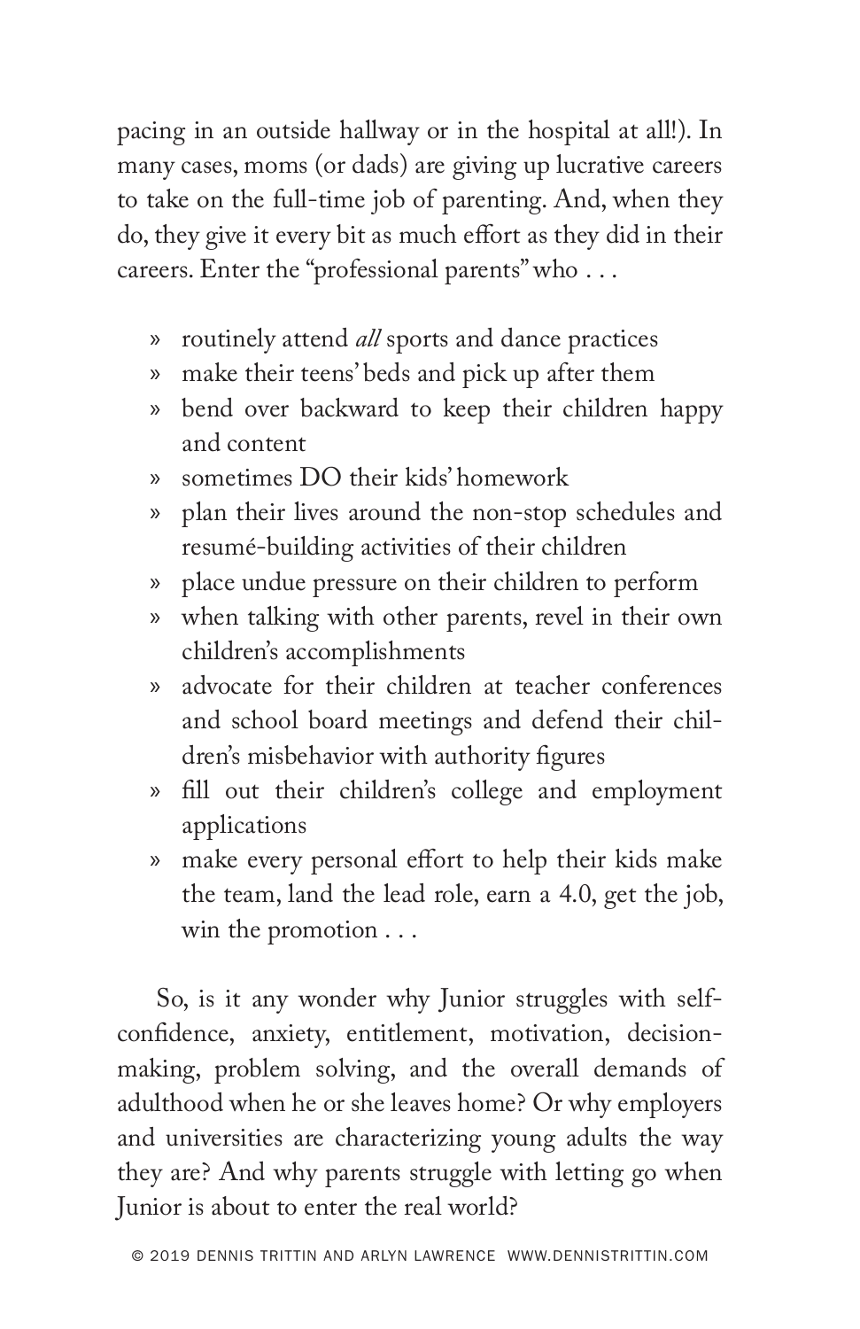pacing in an outside hallway or in the hospital at all!). In many cases, moms (or dads) are giving up lucrative careers to take on the full-time job of parenting. And, when they do, they give it every bit as much effort as they did in their careers. Enter the "professional parents" who . . .

- routinely attend *all* sports and dance practices
- make their teens' beds and pick up after them
- bend over backward to keep their children happy and content
- sometimes DO their kids' homework
- plan their lives around the non-stop schedules and resumé-building activities of their children
- place undue pressure on their children to perform
- when talking with other parents, revel in their own children's accomplishments
- advocate for their children at teacher conferences and school board meetings and defend their children's misbehavior with authority figures
- fill out their children's college and employment applications
- make every personal effort to help their kids make the team, land the lead role, earn a 4.0, get the job, win the promotion . . .

So, is it any wonder why Junior struggles with self-confidence, anxiety, entitlement, motivation, decision-making, problem solving, and the overall demands of adulthood when he or she leaves home? Or why employers and universities are characterizing young adults the way they are? And why parents struggle with letting go when Junior is about to enter the real world?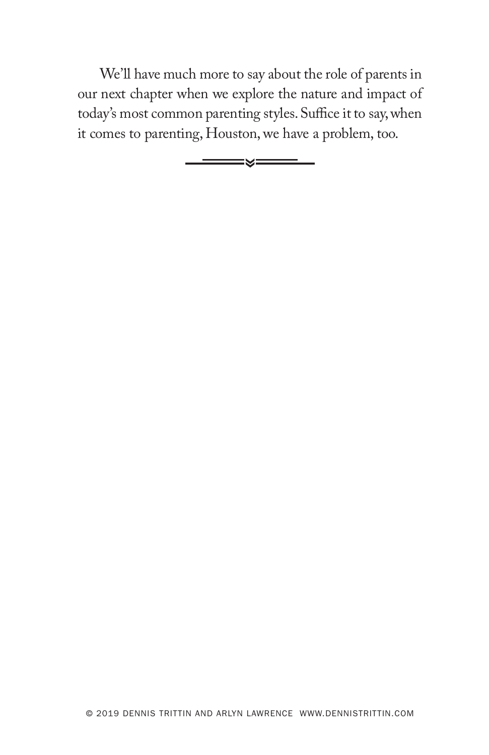We'll have much more to say about the role of parents in our next chapter when we explore the nature and impact of today's most common parenting styles. Suffice it to say, when it comes to parenting, Houston, we have a problem, too.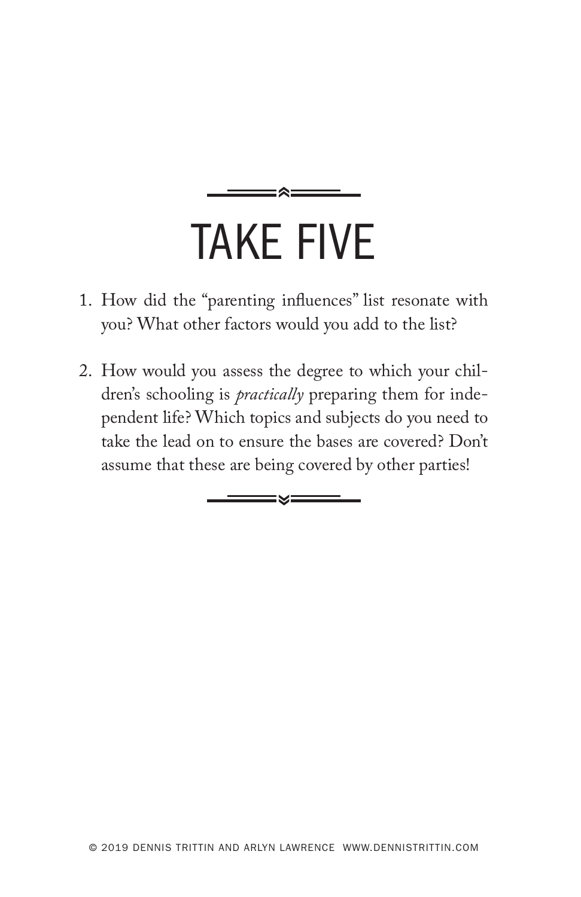# TAKE FIVE

1. How did the "parenting influences" list resonate with you? What other factors would you add to the list?

2. How would you assess the degree to which your children's schooling is *practically* preparing them for independent life? Which topics and subjects do you need to take the lead on to ensure the bases are covered? Don't assume that these are being covered by other parties!

© 2019 DENNIS TRITTIN AND ARLYN LAWRENCE WWW.DENNISTRITTIN.COM